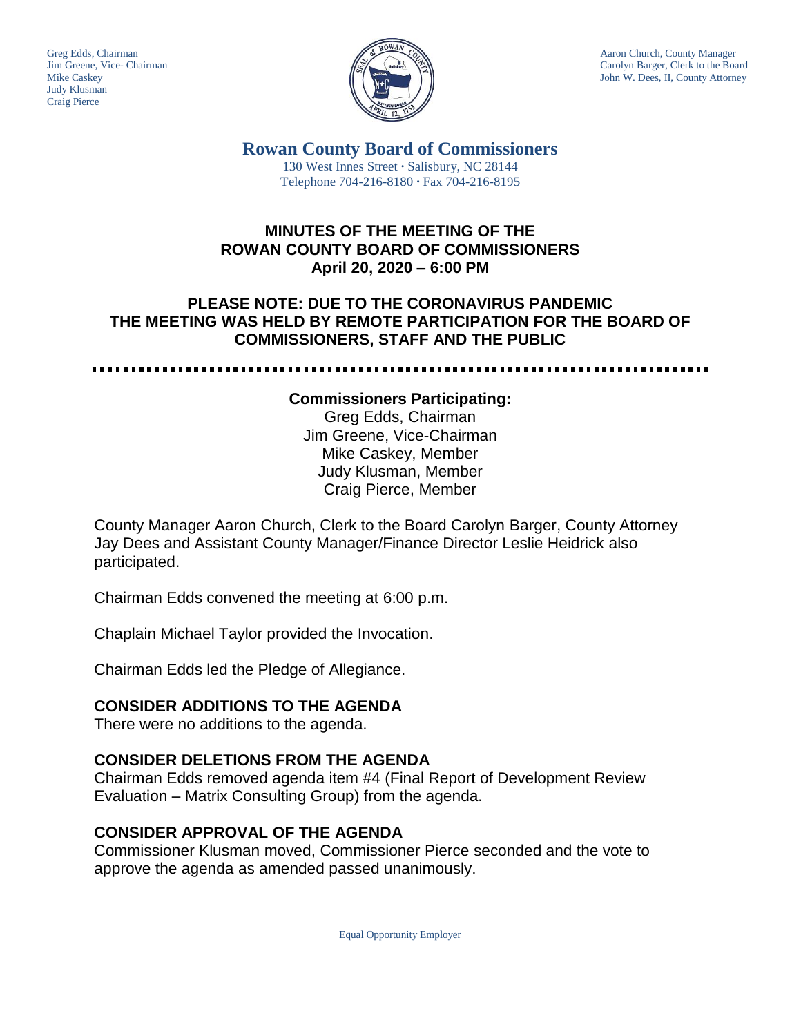Greg Edds, Chairman
Jim Greene, Vice- Chairman
Mike Caskey
Judy Klusman
Craig Pierce

Aaron Church, County Manager
Carolyn Barger, Clerk to the Board
John W. Dees, II, County Attorney

# Rowan County Board of Commissioners

130 West Innes Street ∙ Salisbury, NC 28144
Telephone 704-216-8180 ∙ Fax 704-216-8195

## MINUTES OF THE MEETING OF THE ROWAN COUNTY BOARD OF COMMISSIONERS April 20, 2020 – 6:00 PM

## PLEASE NOTE: DUE TO THE CORONAVIRUS PANDEMIC THE MEETING WAS HELD BY REMOTE PARTICIPATION FOR THE BOARD OF COMMISSIONERS, STAFF AND THE PUBLIC

**Commissioners Participating:**
Greg Edds, Chairman
Jim Greene, Vice-Chairman
Mike Caskey, Member
Judy Klusman, Member
Craig Pierce, Member

County Manager Aaron Church, Clerk to the Board Carolyn Barger, County Attorney Jay Dees and Assistant County Manager/Finance Director Leslie Heidrick also participated.

Chairman Edds convened the meeting at 6:00 p.m.

Chaplain Michael Taylor provided the Invocation.

Chairman Edds led the Pledge of Allegiance.

### CONSIDER ADDITIONS TO THE AGENDA

There were no additions to the agenda.

### CONSIDER DELETIONS FROM THE AGENDA

Chairman Edds removed agenda item #4 (Final Report of Development Review Evaluation – Matrix Consulting Group) from the agenda.

### CONSIDER APPROVAL OF THE AGENDA

Commissioner Klusman moved, Commissioner Pierce seconded and the vote to approve the agenda as amended passed unanimously.

Equal Opportunity Employer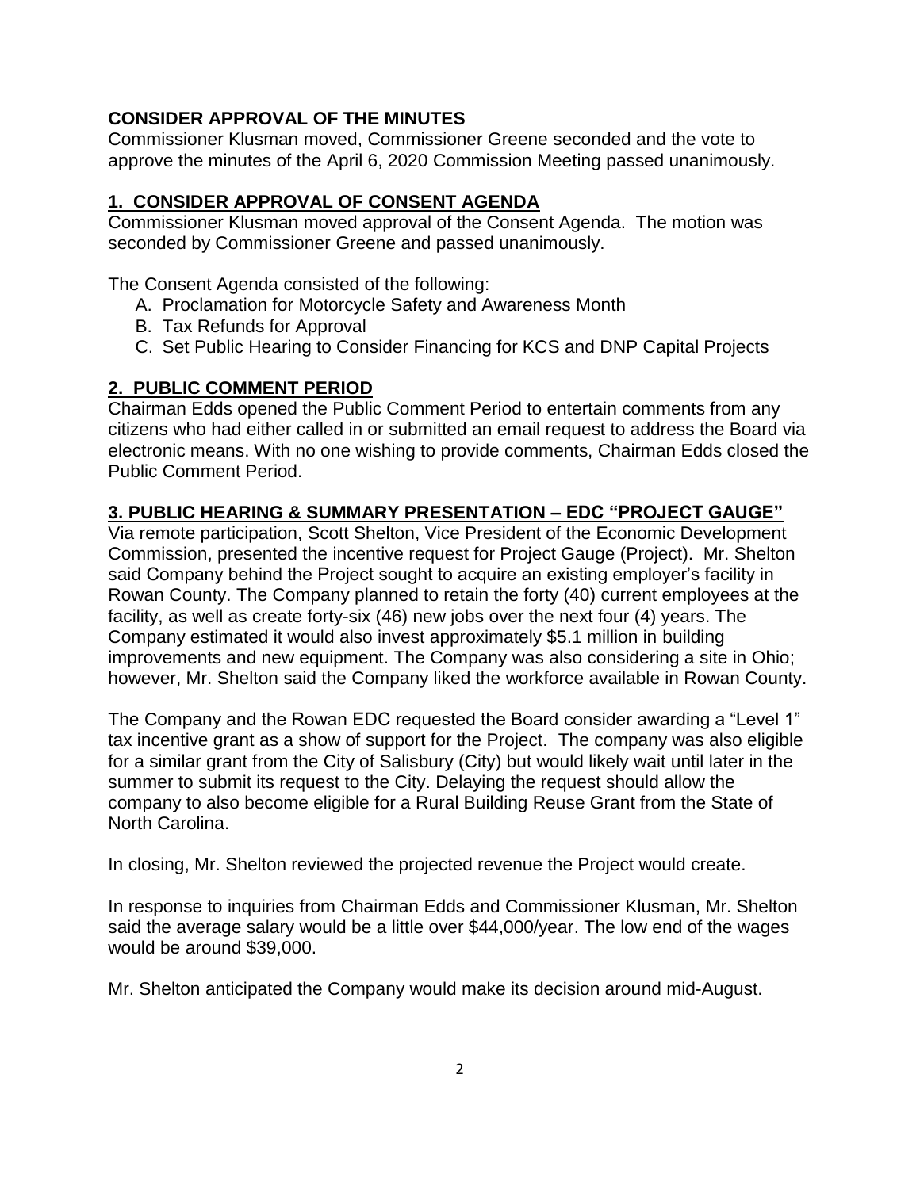**CONSIDER APPROVAL OF THE MINUTES**

Commissioner Klusman moved, Commissioner Greene seconded and the vote to approve the minutes of the April 6, 2020 Commission Meeting passed unanimously.

## 1. CONSIDER APPROVAL OF CONSENT AGENDA

Commissioner Klusman moved approval of the Consent Agenda. The motion was seconded by Commissioner Greene and passed unanimously.

The Consent Agenda consisted of the following:

A. Proclamation for Motorcycle Safety and Awareness Month
B. Tax Refunds for Approval
C. Set Public Hearing to Consider Financing for KCS and DNP Capital Projects

## 2. PUBLIC COMMENT PERIOD

Chairman Edds opened the Public Comment Period to entertain comments from any citizens who had either called in or submitted an email request to address the Board via electronic means. With no one wishing to provide comments, Chairman Edds closed the Public Comment Period.

## 3. PUBLIC HEARING & SUMMARY PRESENTATION – EDC "PROJECT GAUGE"

Via remote participation, Scott Shelton, Vice President of the Economic Development Commission, presented the incentive request for Project Gauge (Project). Mr. Shelton said Company behind the Project sought to acquire an existing employer's facility in Rowan County. The Company planned to retain the forty (40) current employees at the facility, as well as create forty-six (46) new jobs over the next four (4) years. The Company estimated it would also invest approximately $5.1 million in building improvements and new equipment. The Company was also considering a site in Ohio; however, Mr. Shelton said the Company liked the workforce available in Rowan County.

The Company and the Rowan EDC requested the Board consider awarding a "Level 1" tax incentive grant as a show of support for the Project. The company was also eligible for a similar grant from the City of Salisbury (City) but would likely wait until later in the summer to submit its request to the City. Delaying the request should allow the company to also become eligible for a Rural Building Reuse Grant from the State of North Carolina.

In closing, Mr. Shelton reviewed the projected revenue the Project would create.

In response to inquiries from Chairman Edds and Commissioner Klusman, Mr. Shelton said the average salary would be a little over $44,000/year. The low end of the wages would be around $39,000.

Mr. Shelton anticipated the Company would make its decision around mid-August.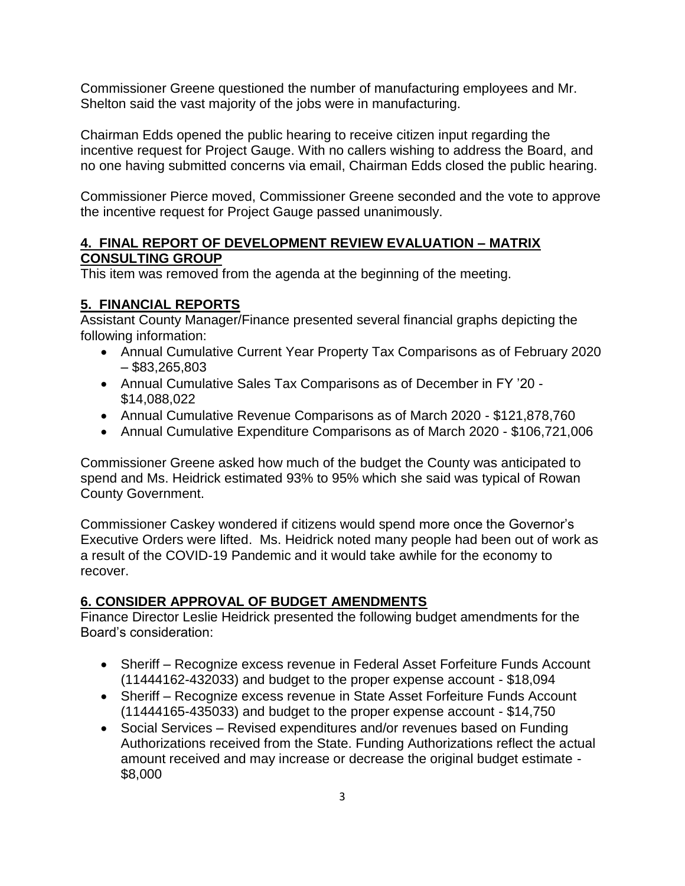Commissioner Greene questioned the number of manufacturing employees and Mr. Shelton said the vast majority of the jobs were in manufacturing.

Chairman Edds opened the public hearing to receive citizen input regarding the incentive request for Project Gauge. With no callers wishing to address the Board, and no one having submitted concerns via email, Chairman Edds closed the public hearing.

Commissioner Pierce moved, Commissioner Greene seconded and the vote to approve the incentive request for Project Gauge passed unanimously.

## 4. FINAL REPORT OF DEVELOPMENT REVIEW EVALUATION – MATRIX CONSULTING GROUP

This item was removed from the agenda at the beginning of the meeting.

## 5. FINANCIAL REPORTS

Assistant County Manager/Finance presented several financial graphs depicting the following information:

- Annual Cumulative Current Year Property Tax Comparisons as of February 2020 – $83,265,803
- Annual Cumulative Sales Tax Comparisons as of December in FY '20 - $14,088,022
- Annual Cumulative Revenue Comparisons as of March 2020 - $121,878,760
- Annual Cumulative Expenditure Comparisons as of March 2020 - $106,721,006

Commissioner Greene asked how much of the budget the County was anticipated to spend and Ms. Heidrick estimated 93% to 95% which she said was typical of Rowan County Government.

Commissioner Caskey wondered if citizens would spend more once the Governor's Executive Orders were lifted. Ms. Heidrick noted many people had been out of work as a result of the COVID-19 Pandemic and it would take awhile for the economy to recover.

## 6. CONSIDER APPROVAL OF BUDGET AMENDMENTS

Finance Director Leslie Heidrick presented the following budget amendments for the Board's consideration:

- Sheriff – Recognize excess revenue in Federal Asset Forfeiture Funds Account (11444162-432033) and budget to the proper expense account - $18,094
- Sheriff – Recognize excess revenue in State Asset Forfeiture Funds Account (11444165-435033) and budget to the proper expense account - $14,750
- Social Services – Revised expenditures and/or revenues based on Funding Authorizations received from the State. Funding Authorizations reflect the actual amount received and may increase or decrease the original budget estimate - $8,000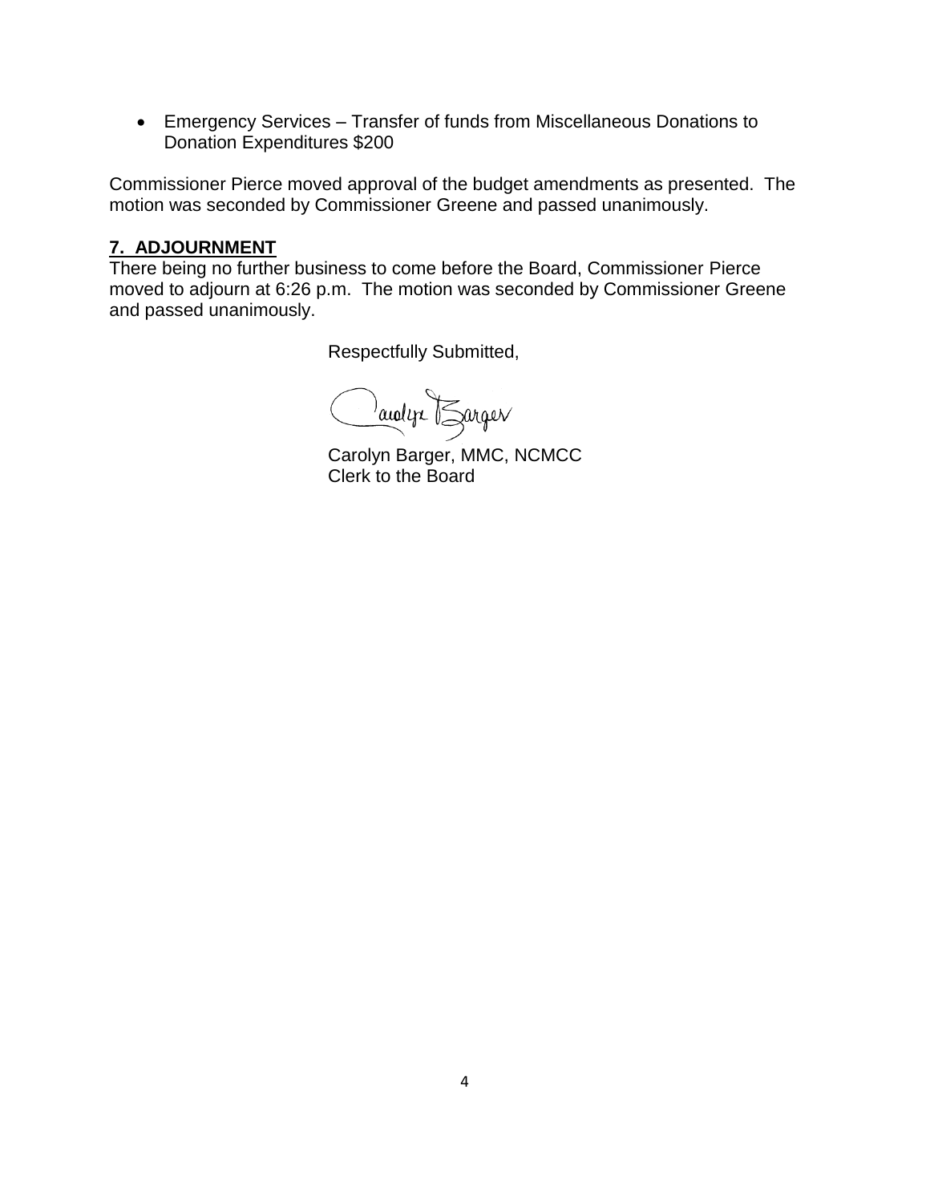- Emergency Services – Transfer of funds from Miscellaneous Donations to Donation Expenditures $200

Commissioner Pierce moved approval of the budget amendments as presented. The motion was seconded by Commissioner Greene and passed unanimously.

## 7. ADJOURNMENT

There being no further business to come before the Board, Commissioner Pierce moved to adjourn at 6:26 p.m. The motion was seconded by Commissioner Greene and passed unanimously.

Respectfully Submitted,

Carolyn Barger

Carolyn Barger, MMC, NCMCC
Clerk to the Board